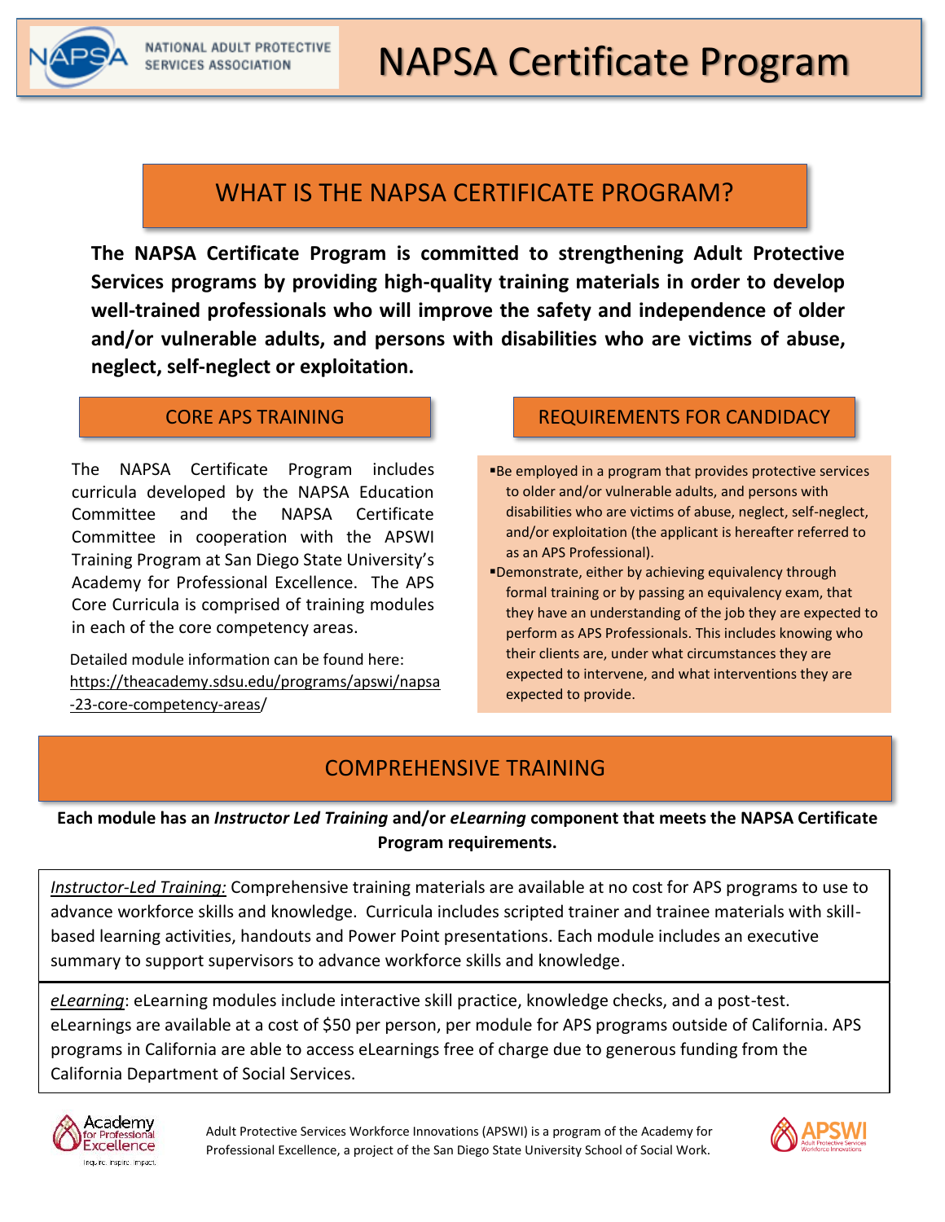# NAPSA Certificate Program

NATIONAL ADULT PROTECTIVE SERVICES ASSOCIATION

## WHAT IS THE NAPSA CERTIFICATE PROGRAM?

**The NAPSA Certificate Program is committed to strengthening Adult Protective Services programs by providing high-quality training materials in order to develop well-trained professionals who will improve the safety and independence of older and/or vulnerable adults, and persons with disabilities who are victims of abuse, neglect, self-neglect or exploitation.**

## CORE APS TRAINING

The NAPSA Certificate Program includes curricula developed by the NAPSA Education Committee and the NAPSA Certificate Committee in cooperation with the APSWI Training Program at San Diego State University's Academy for Professional Excellence. The APS Core Curricula is comprised of training modules in each of the core competency areas.

Detailed module information can be found here: https://theacademy.sdsu.edu/programs/apswi/napsa-23-core-competency-areas/

## REQUIREMENTS FOR CANDIDACY

- Be employed in a program that provides protective services to older and/or vulnerable adults, and persons with disabilities who are victims of abuse, neglect, self-neglect, and/or exploitation (the applicant is hereafter referred to as an APS Professional).
- Demonstrate, either by achieving equivalency through formal training or by passing an equivalency exam, that they have an understanding of the job they are expected to perform as APS Professionals. This includes knowing who their clients are, under what circumstances they are expected to intervene, and what interventions they are expected to provide.

## COMPREHENSIVE TRAINING

**Each module has an *Instructor Led Training* and/or *eLearning* component that meets the NAPSA Certificate Program requirements.**

*Instructor-Led Training:* Comprehensive training materials are available at no cost for APS programs to use to advance workforce skills and knowledge. Curricula includes scripted trainer and trainee materials with skill-based learning activities, handouts and Power Point presentations. Each module includes an executive summary to support supervisors to advance workforce skills and knowledge.

*eLearning*: eLearning modules include interactive skill practice, knowledge checks, and a post-test. eLearnings are available at a cost of $50 per person, per module for APS programs outside of California. APS programs in California are able to access eLearnings free of charge due to generous funding from the California Department of Social Services.

Academy for Professional Excellence — Inquire. Inspire. Impact.

Adult Protective Services Workforce Innovations (APSWI) is a program of the Academy for Professional Excellence, a project of the San Diego State University School of Social Work.

APSWI — Adult Protective Services Workforce Innovations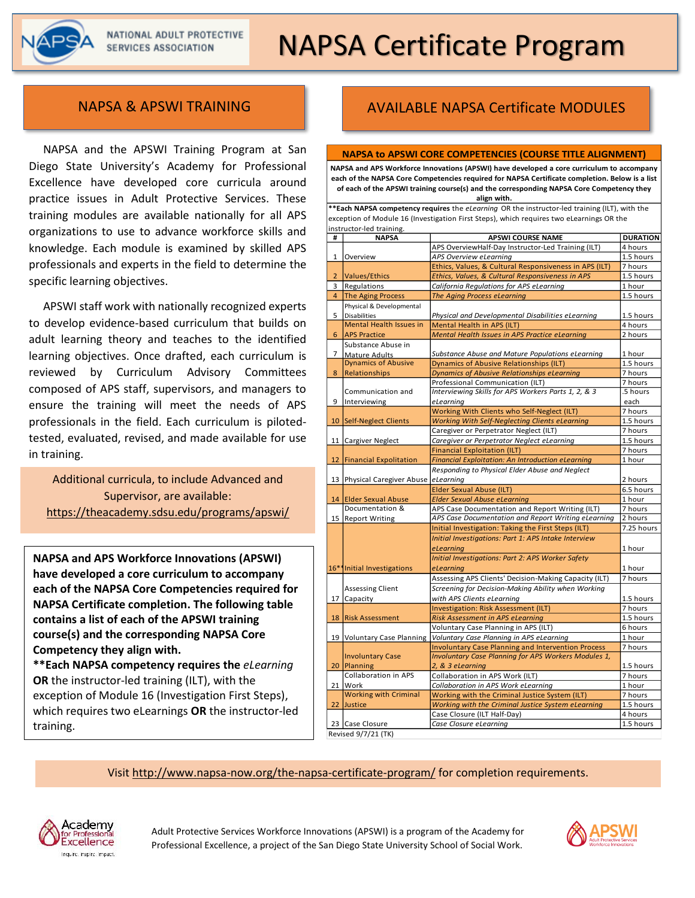# NAPSA Certificate Program

NATIONAL ADULT PROTECTIVE SERVICES ASSOCIATION

## NAPSA & APSWI TRAINING

NAPSA and the APSWI Training Program at San Diego State University's Academy for Professional Excellence have developed core curricula around practice issues in Adult Protective Services. These training modules are available nationally for all APS organizations to use to advance workforce skills and knowledge. Each module is examined by skilled APS professionals and experts in the field to determine the specific learning objectives.

APSWI staff work with nationally recognized experts to develop evidence-based curriculum that builds on adult learning theory and teaches to the identified learning objectives. Once drafted, each curriculum is reviewed by Curriculum Advisory Committees composed of APS staff, supervisors, and managers to ensure the training will meet the needs of APS professionals in the field. Each curriculum is piloted-tested, evaluated, revised, and made available for use in training.

Additional curricula, to include Advanced and Supervisor, are available: https://theacademy.sdsu.edu/programs/apswi/

**NAPSA and APS Workforce Innovations (APSWI) have developed a core curriculum to accompany each of the NAPSA Core Competencies required for NAPSA Certificate completion. The following table contains a list of each of the APSWI training course(s) and the corresponding NAPSA Core Competency they align with.**

**\*\*Each NAPSA competency requires the *eLearning* OR** the instructor-led training (ILT), with the exception of Module 16 (Investigation First Steps), which requires two eLearnings **OR** the instructor-led training.

## AVAILABLE NAPSA Certificate MODULES

**NAPSA to APSWI CORE COMPETENCIES (COURSE TITLE ALIGNMENT)**

**NAPSA and APS Workforce Innovations (APSWI) have developed a core curriculum to accompany each of the NAPSA Core Competencies required for NAPSA Certificate completion. Below is a list of each of the APSWI training course(s) and the corresponding NAPSA Core Competency they align with.**

**\*\*Each NAPSA competency requires** the *eLearning* OR the instructor-led training (ILT), with the exception of Module 16 (Investigation First Steps), which requires two eLearnings OR the instructor-led training.

| # | NAPSA | APSWI COURSE NAME | DURATION |
|---|---|---|---|
| 1 | Overview | APS OverviewHalf-Day Instructor-Led Training (ILT) | 4 hours |
| | | *APS Overview eLearning* | 1.5 hours |
| 2 | Values/Ethics | Ethics, Values, & Cultural Responsiveness in APS (ILT) | 7 hours |
| | | *Ethics, Values, & Cultural Responsiveness in APS* | 1.5 hours |
| 3 | Regulations | *California Regulations for APS eLearning* | 1 hour |
| 4 | The Aging Process | *The Aging Process eLearning* | 1.5 hours |
| 5 | Physical & Developmental Disabilities | *Physical and Developmental Disabilities eLearning* | 1.5 hours |
| 6 | Mental Health Issues in APS Practice | Mental Health in APS (ILT) | 4 hours |
| | | *Mental Health Issues in APS Practice eLearning* | 2 hours |
| 7 | Substance Abuse in Mature Adults | *Substance Abuse and Mature Populations eLearning* | 1 hour |
| 8 | Dynamics of Abusive Relationships | Dynamics of Abusive Relationships (ILT) | 1.5 hours |
| | | *Dynamics of Abusive Relationships eLearning* | 7 hours |
| 9 | Communication and Interviewing | Professional Communication (ILT) | 7 hours |
| | | *Interviewing Skills for APS Workers Parts 1, 2, & 3 eLearning* | .5 hours each |
| 10 | Self-Neglect Clients | Working With Clients who Self-Neglect (ILT) | 7 hours |
| | | *Working With Self-Neglecting Clients eLearning* | 1.5 hours |
| 11 | Cargiver Neglect | Caregiver or Perpetrator Neglect (ILT) | 7 hours |
| | | *Caregiver or Perpetrator Neglect eLearning* | 1.5 hours |
| 12 | Financial Expolitation | Financial Exploitation (ILT) | 7 hours |
| | | *Financial Exploitation: An Introduction eLearning* | 1 hour |
| 13 | Physical Caregiver Abuse | *Responding to Physical Elder Abuse and Neglect eLearning* | 2 hours |
| 14 | Elder Sexual Abuse | Elder Sexual Abuse (ILT) | 6.5 hours |
| | | *Elder Sexual Abuse eLearning* | 1 hour |
| 15 | Documentation & Report Writing | APS Case Documentation and Report Writing (ILT) | 7 hours |
| | | *APS Case Documentation and Report Writing eLearning* | 2 hours |
| 16** | Initial Investigations | Initial Investigation: Taking the First Steps (ILT) | 7.25 hours |
| | | *Initial Investigations: Part 1: APS Intake Interview eLearning* | 1 hour |
| | | *Initial Investigations: Part 2: APS Worker Safety eLearning* | 1 hour |
| 17 | Assessing Client Capacity | Assessing APS Clients' Decision-Making Capacity (ILT) | 7 hours |
| | | *Screening for Decision-Making Ability when Working with APS Clients eLearning* | 1.5 hours |
| 18 | Risk Assessment | Investigation: Risk Assessment (ILT) | 7 hours |
| | | *Risk Assessment in APS eLearning* | 1.5 hours |
| 19 | Voluntary Case Planning | Voluntary Case Planning in APS (ILT) | 6 hours |
| | | *Voluntary Case Planning in APS eLearning* | 1 hour |
| 20 | Involuntary Case Planning | Involuntary Case Planning and Intervention Process | 7 hours |
| | | *Involuntary Case Planning for APS Workers Modules 1, 2, & 3 eLearning* | 1.5 hours |
| 21 | Collaboration in APS Work | Collaboration in APS Work (ILT) | 7 hours |
| | | *Collaboration in APS Work eLearning* | 1 hour |
| 22 | Working with Criminal Justice | Working with the Criminal Justice System (ILT) | 7 hours |
| | | *Working with the Criminal Justice System eLearning* | 1.5 hours |
| 23 | Case Closure | Case Closure (ILT Half-Day) | 4 hours |
| | | *Case Closure eLearning* | 1.5 hours |

Revised 9/7/21 (TK)

Visit http://www.napsa-now.org/the-napsa-certificate-program/ for completion requirements.

Academy for Professional Excellence — Inquire. Inspire. Impact.

Adult Protective Services Workforce Innovations (APSWI) is a program of the Academy for Professional Excellence, a project of the San Diego State University School of Social Work.

APSWI Adult Protective Services Workforce Innovations